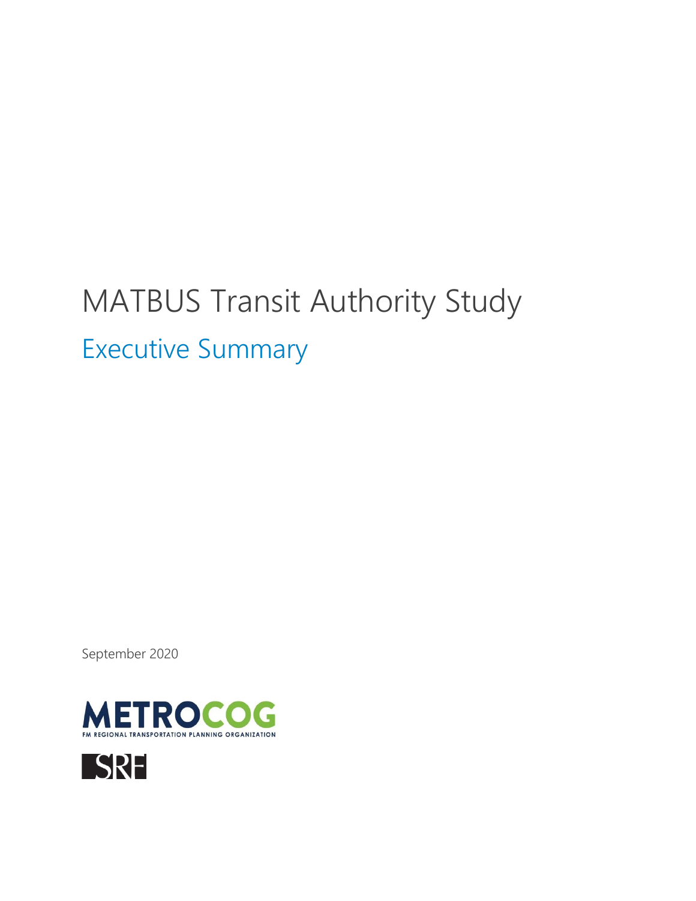# MATBUS Transit Authority Study

## Executive Summary

September 2020

METROCOG

FM REGIONAL TRANSPORTATION PLANNING ORGANIZATION

SRF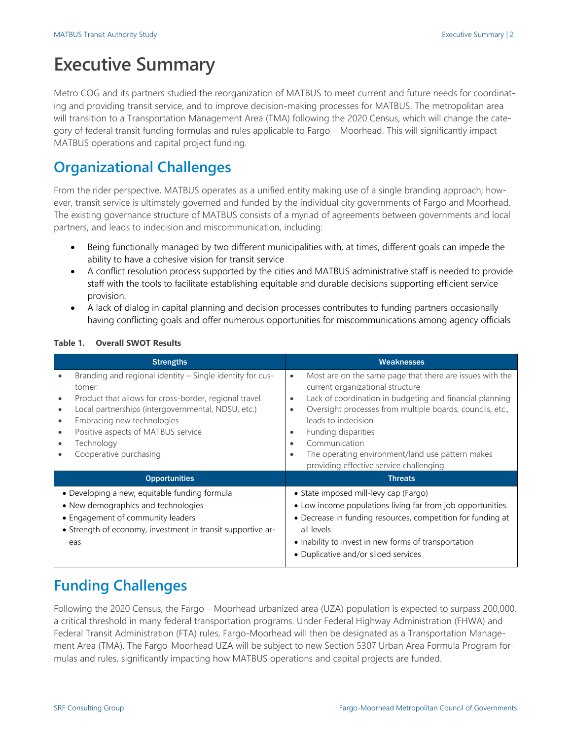# Executive Summary

Metro COG and its partners studied the reorganization of MATBUS to meet current and future needs for coordinating and providing transit service, and to improve decision-making processes for MATBUS. The metropolitan area will transition to a Transportation Management Area (TMA) following the 2020 Census, which will change the category of federal transit funding formulas and rules applicable to Fargo – Moorhead. This will significantly impact MATBUS operations and capital project funding.

## Organizational Challenges

From the rider perspective, MATBUS operates as a unified entity making use of a single branding approach; however, transit service is ultimately governed and funded by the individual city governments of Fargo and Moorhead. The existing governance structure of MATBUS consists of a myriad of agreements between governments and local partners, and leads to indecision and miscommunication, including:

- Being functionally managed by two different municipalities with, at times, different goals can impede the ability to have a cohesive vision for transit service
- A conflict resolution process supported by the cities and MATBUS administrative staff is needed to provide staff with the tools to facilitate establishing equitable and durable decisions supporting efficient service provision.
- A lack of dialog in capital planning and decision processes contributes to funding partners occasionally having conflicting goals and offer numerous opportunities for miscommunications among agency officials

**Table 1. Overall SWOT Results**

| Strengths | Weaknesses |
|---|---|
| • Branding and regional identity – Single identity for customer<br>• Product that allows for cross-border, regional travel<br>• Local partnerships (intergovernmental, NDSU, etc.)<br>• Embracing new technologies<br>• Positive aspects of MATBUS service<br>• Technology<br>• Cooperative purchasing | • Most are on the same page that there are issues with the current organizational structure<br>• Lack of coordination in budgeting and financial planning<br>• Oversight processes from multiple boards, councils, etc., leads to indecision<br>• Funding disparities<br>• Communication<br>• The operating environment/land use pattern makes providing effective service challenging |
| **Opportunities** | **Threats** |
| • Developing a new, equitable funding formula<br>• New demographics and technologies<br>• Engagement of community leaders<br>• Strength of economy, investment in transit supportive areas | • State imposed mill-levy cap (Fargo)<br>• Low income populations living far from job opportunities.<br>• Decrease in funding resources, competition for funding at all levels<br>• Inability to invest in new forms of transportation<br>• Duplicative and/or siloed services |

## Funding Challenges

Following the 2020 Census, the Fargo – Moorhead urbanized area (UZA) population is expected to surpass 200,000, a critical threshold in many federal transportation programs. Under Federal Highway Administration (FHWA) and Federal Transit Administration (FTA) rules, Fargo-Moorhead will then be designated as a Transportation Management Area (TMA). The Fargo-Moorhead UZA will be subject to new Section 5307 Urban Area Formula Program formulas and rules, significantly impacting how MATBUS operations and capital projects are funded.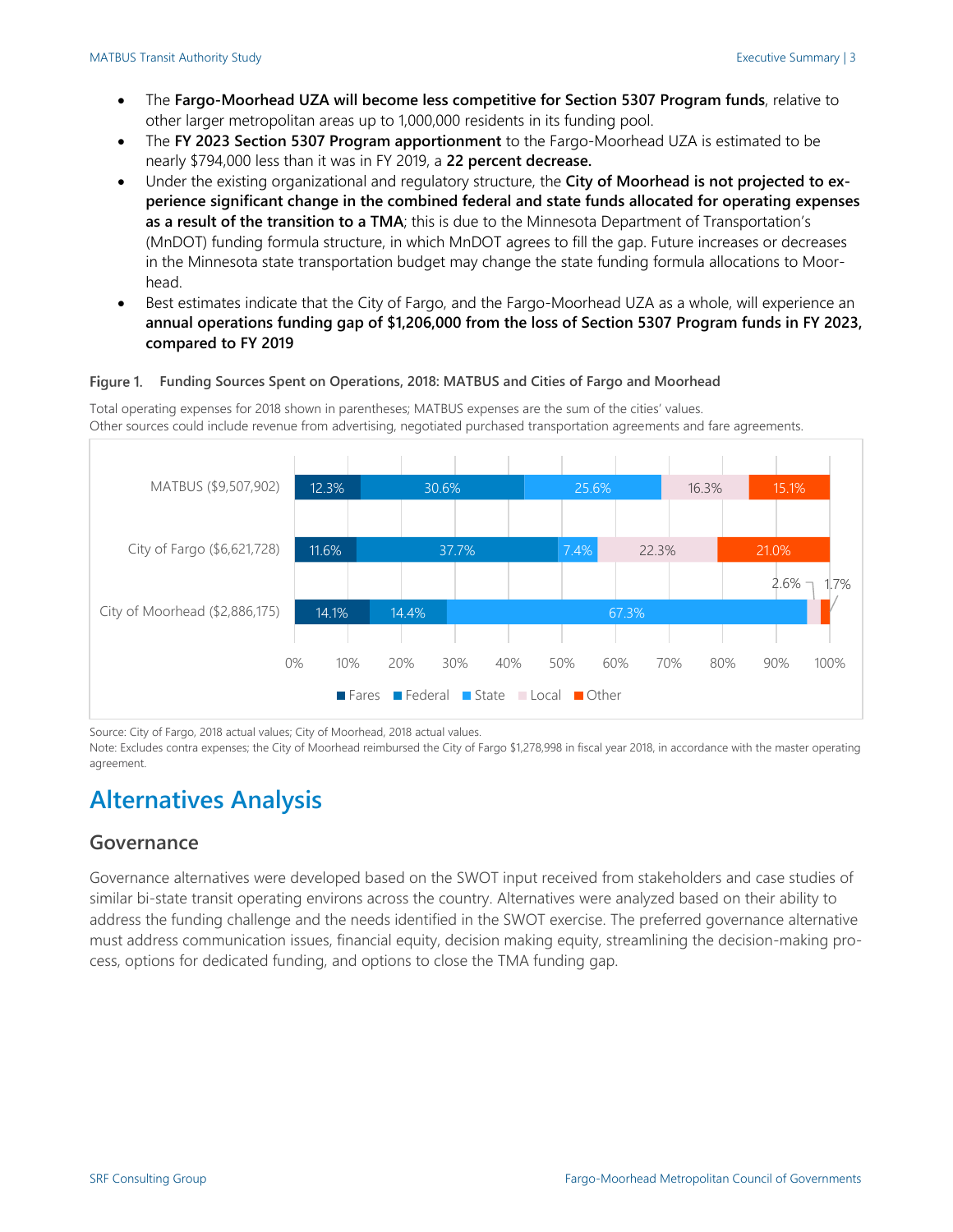- The **Fargo-Moorhead UZA will become less competitive for Section 5307 Program funds**, relative to other larger metropolitan areas up to 1,000,000 residents in its funding pool.
- The **FY 2023 Section 5307 Program apportionment** to the Fargo-Moorhead UZA is estimated to be nearly $794,000 less than it was in FY 2019, a **22 percent decrease.**
- Under the existing organizational and regulatory structure, the **City of Moorhead is not projected to experience significant change in the combined federal and state funds allocated for operating expenses as a result of the transition to a TMA**; this is due to the Minnesota Department of Transportation's (MnDOT) funding formula structure, in which MnDOT agrees to fill the gap. Future increases or decreases in the Minnesota state transportation budget may change the state funding formula allocations to Moorhead.
- Best estimates indicate that the City of Fargo, and the Fargo-Moorhead UZA as a whole, will experience an **annual operations funding gap of $1,206,000 from the loss of Section 5307 Program funds in FY 2023, compared to FY 2019**

**Figure 1. Funding Sources Spent on Operations, 2018: MATBUS and Cities of Fargo and Moorhead**

Total operating expenses for 2018 shown in parentheses; MATBUS expenses are the sum of the cities' values.
Other sources could include revenue from advertising, negotiated purchased transportation agreements and fare agreements.

| | Fares | Federal | State | Local | Other |
|---|---|---|---|---|---|
| MATBUS ($9,507,902) | 12.3% | 30.6% | 25.6% | 16.3% | 15.1% |
| City of Fargo ($6,621,728) | 11.6% | 37.7% | 7.4% | 22.3% | 21.0% |
| City of Moorhead ($2,886,175) | 14.1% | 14.4% | 67.3% | 2.6% | 1.7% |

Source: City of Fargo, 2018 actual values; City of Moorhead, 2018 actual values.
Note: Excludes contra expenses; the City of Moorhead reimbursed the City of Fargo $1,278,998 in fiscal year 2018, in accordance with the master operating agreement.

# Alternatives Analysis

## Governance

Governance alternatives were developed based on the SWOT input received from stakeholders and case studies of similar bi-state transit operating environs across the country. Alternatives were analyzed based on their ability to address the funding challenge and the needs identified in the SWOT exercise. The preferred governance alternative must address communication issues, financial equity, decision making equity, streamlining the decision-making process, options for dedicated funding, and options to close the TMA funding gap.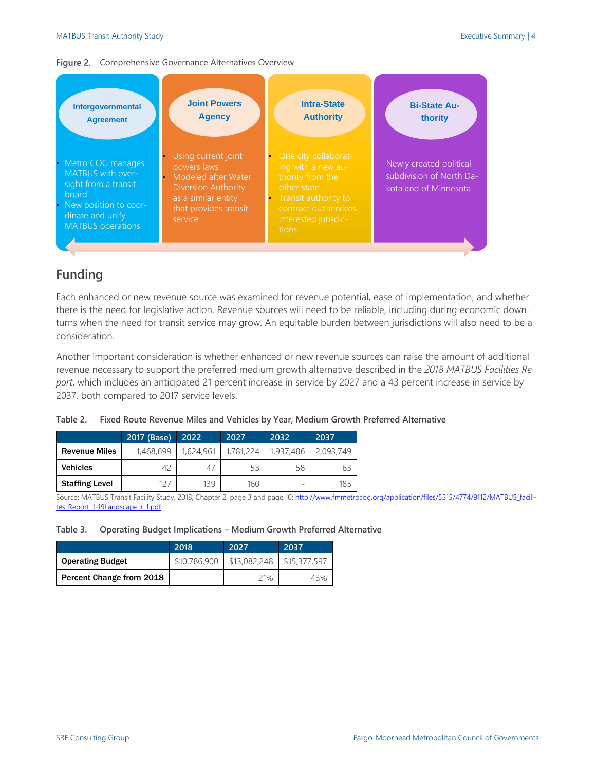**Figure 2.** Comprehensive Governance Alternatives Overview

**Intergovernmental Agreement**

- Metro COG manages MATBUS with oversight from a transit board.
- New position to coordinate and unify MATBUS operations

**Joint Powers Agency**

- Using current joint powers laws
- Modeled after Water Diversion Authority as a similar entity that provides transit service

**Intra-State Authority**

- One city collaborating with a new authority from the other state
- Transit authority to contract out services interested jurisdictions

**Bi-State Authority**

Newly created political subdivision of North Dakota and of Minnesota

## Funding

Each enhanced or new revenue source was examined for revenue potential, ease of implementation, and whether there is the need for legislative action. Revenue sources will need to be reliable, including during economic downturns when the need for transit service may grow. An equitable burden between jurisdictions will also need to be a consideration.

Another important consideration is whether enhanced or new revenue sources can raise the amount of additional revenue necessary to support the preferred medium growth alternative described in the *2018 MATBUS Facilities Report*, which includes an anticipated 21 percent increase in service by 2027 and a 43 percent increase in service by 2037, both compared to 2017 service levels.

**Table 2. Fixed Route Revenue Miles and Vehicles by Year, Medium Growth Preferred Alternative**

| | 2017 (Base) | 2022 | 2027 | 2032 | 2037 |
|---|---|---|---|---|---|
| **Revenue Miles** | 1,468,699 | 1,624,961 | 1,781,224 | 1,937,486 | 2,093,749 |
| **Vehicles** | 42 | 47 | 53 | 58 | 63 |
| **Staffing Level** | 127 | 139 | 160 | - | 185 |

Source: MATBUS Transit Facility Study, 2018, Chapter 2, page 3 and page 10: http://www.fmmetrocog.org/application/files/5515/4774/9112/MATBUS_facilites_Report_1-19Landscape_r_1.pdf

**Table 3. Operating Budget Implications – Medium Growth Preferred Alternative**

| | 2018 | 2027 | 2037 |
|---|---|---|---|
| **Operating Budget** | $10,786,900 | $13,082,248 | $15,377,597 |
| **Percent Change from 2018** | | 21% | 43% |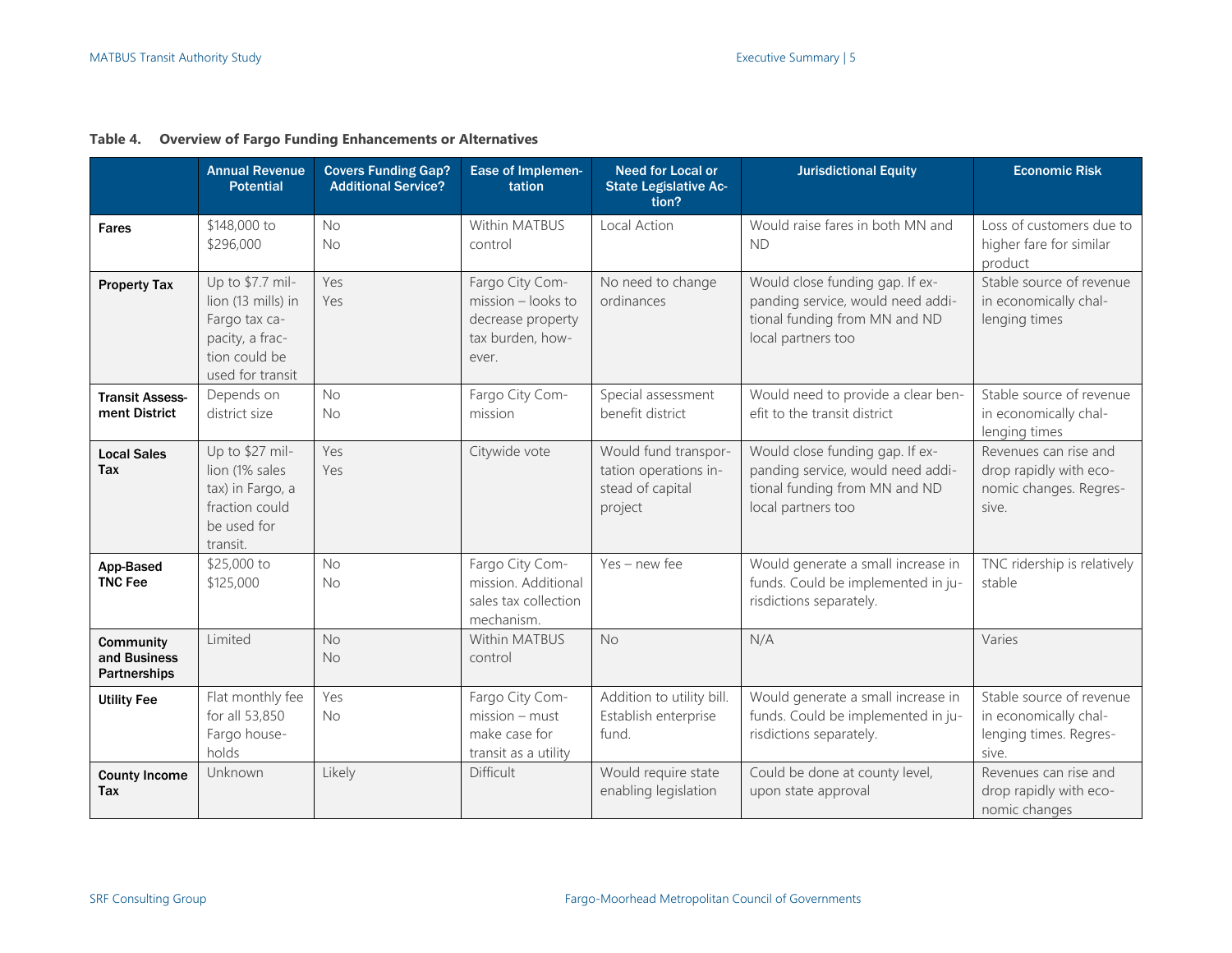**Table 4. Overview of Fargo Funding Enhancements or Alternatives**

| | Annual Revenue Potential | Covers Funding Gap? Additional Service? | Ease of Implementation | Need for Local or State Legislative Action? | Jurisdictional Equity | Economic Risk |
|---|---|---|---|---|---|---|
| **Fares** | $148,000 to $296,000 | No<br>No | Within MATBUS control | Local Action | Would raise fares in both MN and ND | Loss of customers due to higher fare for similar product |
| **Property Tax** | Up to $7.7 million (13 mills) in Fargo tax capacity, a fraction could be used for transit | Yes<br>Yes | Fargo City Commission – looks to decrease property tax burden, however. | No need to change ordinances | Would close funding gap. If expanding service, would need additional funding from MN and ND local partners too | Stable source of revenue in economically challenging times |
| **Transit Assessment District** | Depends on district size | No<br>No | Fargo City Commission | Special assessment benefit district | Would need to provide a clear benefit to the transit district | Stable source of revenue in economically challenging times |
| **Local Sales Tax** | Up to $27 million (1% sales tax) in Fargo, a fraction could be used for transit. | Yes<br>Yes | Citywide vote | Would fund transportation operations instead of capital project | Would close funding gap. If expanding service, would need additional funding from MN and ND local partners too | Revenues can rise and drop rapidly with economic changes. Regressive. |
| **App-Based TNC Fee** | $25,000 to $125,000 | No<br>No | Fargo City Commission. Additional sales tax collection mechanism. | Yes – new fee | Would generate a small increase in funds. Could be implemented in jurisdictions separately. | TNC ridership is relatively stable |
| **Community and Business Partnerships** | Limited | No<br>No | Within MATBUS control | No | N/A | Varies |
| **Utility Fee** | Flat monthly fee for all 53,850 Fargo households | Yes<br>No | Fargo City Commission – must make case for transit as a utility | Addition to utility bill. Establish enterprise fund. | Would generate a small increase in funds. Could be implemented in jurisdictions separately. | Stable source of revenue in economically challenging times. Regressive. |
| **County Income Tax** | Unknown | Likely | Difficult | Would require state enabling legislation | Could be done at county level, upon state approval | Revenues can rise and drop rapidly with economic changes |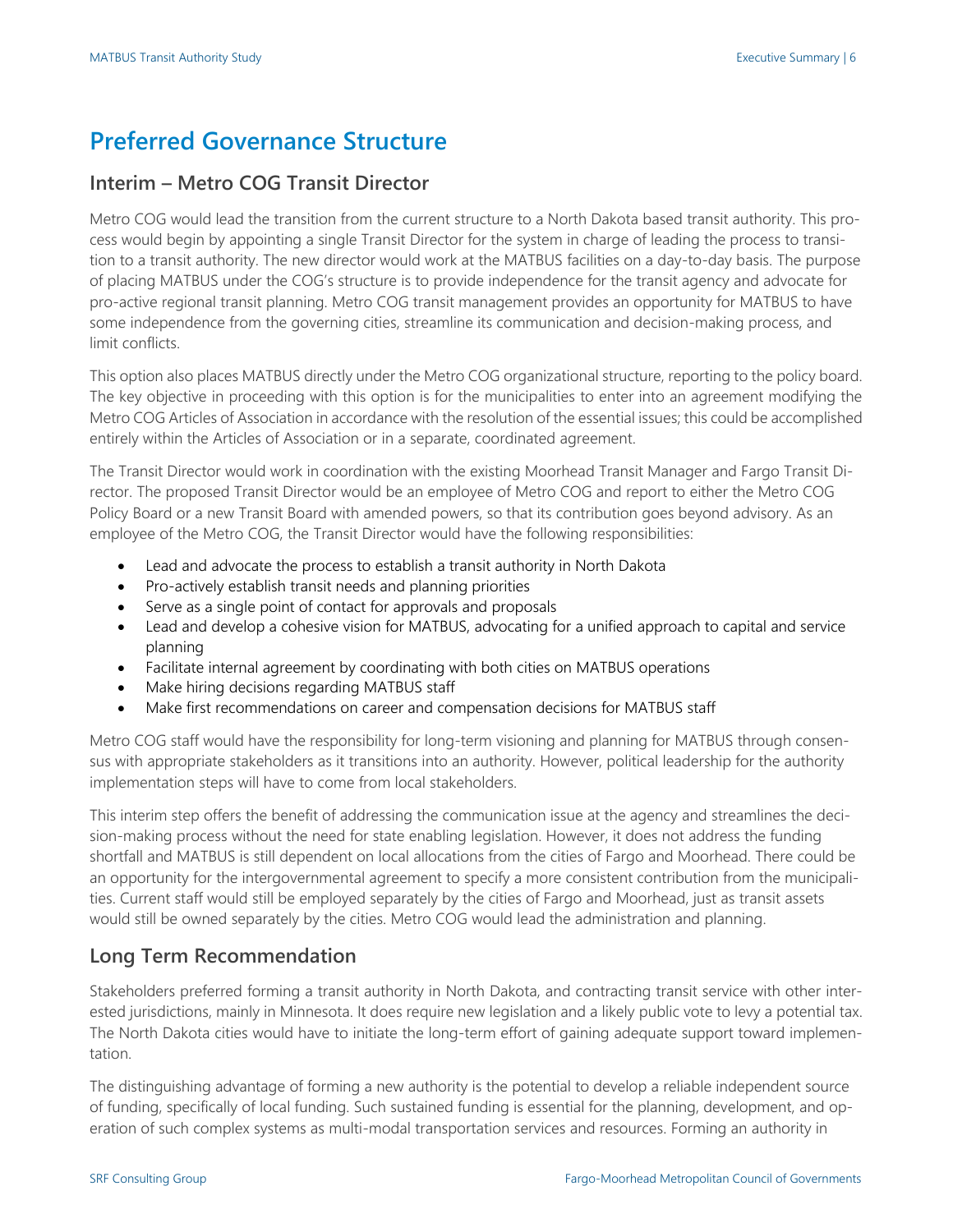# Preferred Governance Structure

## Interim – Metro COG Transit Director

Metro COG would lead the transition from the current structure to a North Dakota based transit authority. This process would begin by appointing a single Transit Director for the system in charge of leading the process to transition to a transit authority. The new director would work at the MATBUS facilities on a day-to-day basis. The purpose of placing MATBUS under the COG's structure is to provide independence for the transit agency and advocate for pro-active regional transit planning. Metro COG transit management provides an opportunity for MATBUS to have some independence from the governing cities, streamline its communication and decision-making process, and limit conflicts.

This option also places MATBUS directly under the Metro COG organizational structure, reporting to the policy board. The key objective in proceeding with this option is for the municipalities to enter into an agreement modifying the Metro COG Articles of Association in accordance with the resolution of the essential issues; this could be accomplished entirely within the Articles of Association or in a separate, coordinated agreement.

The Transit Director would work in coordination with the existing Moorhead Transit Manager and Fargo Transit Director. The proposed Transit Director would be an employee of Metro COG and report to either the Metro COG Policy Board or a new Transit Board with amended powers, so that its contribution goes beyond advisory. As an employee of the Metro COG, the Transit Director would have the following responsibilities:

- Lead and advocate the process to establish a transit authority in North Dakota
- Pro-actively establish transit needs and planning priorities
- Serve as a single point of contact for approvals and proposals
- Lead and develop a cohesive vision for MATBUS, advocating for a unified approach to capital and service planning
- Facilitate internal agreement by coordinating with both cities on MATBUS operations
- Make hiring decisions regarding MATBUS staff
- Make first recommendations on career and compensation decisions for MATBUS staff

Metro COG staff would have the responsibility for long-term visioning and planning for MATBUS through consensus with appropriate stakeholders as it transitions into an authority. However, political leadership for the authority implementation steps will have to come from local stakeholders.

This interim step offers the benefit of addressing the communication issue at the agency and streamlines the decision-making process without the need for state enabling legislation. However, it does not address the funding shortfall and MATBUS is still dependent on local allocations from the cities of Fargo and Moorhead. There could be an opportunity for the intergovernmental agreement to specify a more consistent contribution from the municipalities. Current staff would still be employed separately by the cities of Fargo and Moorhead, just as transit assets would still be owned separately by the cities. Metro COG would lead the administration and planning.

## Long Term Recommendation

Stakeholders preferred forming a transit authority in North Dakota, and contracting transit service with other interested jurisdictions, mainly in Minnesota. It does require new legislation and a likely public vote to levy a potential tax. The North Dakota cities would have to initiate the long-term effort of gaining adequate support toward implementation.

The distinguishing advantage of forming a new authority is the potential to develop a reliable independent source of funding, specifically of local funding. Such sustained funding is essential for the planning, development, and operation of such complex systems as multi-modal transportation services and resources. Forming an authority in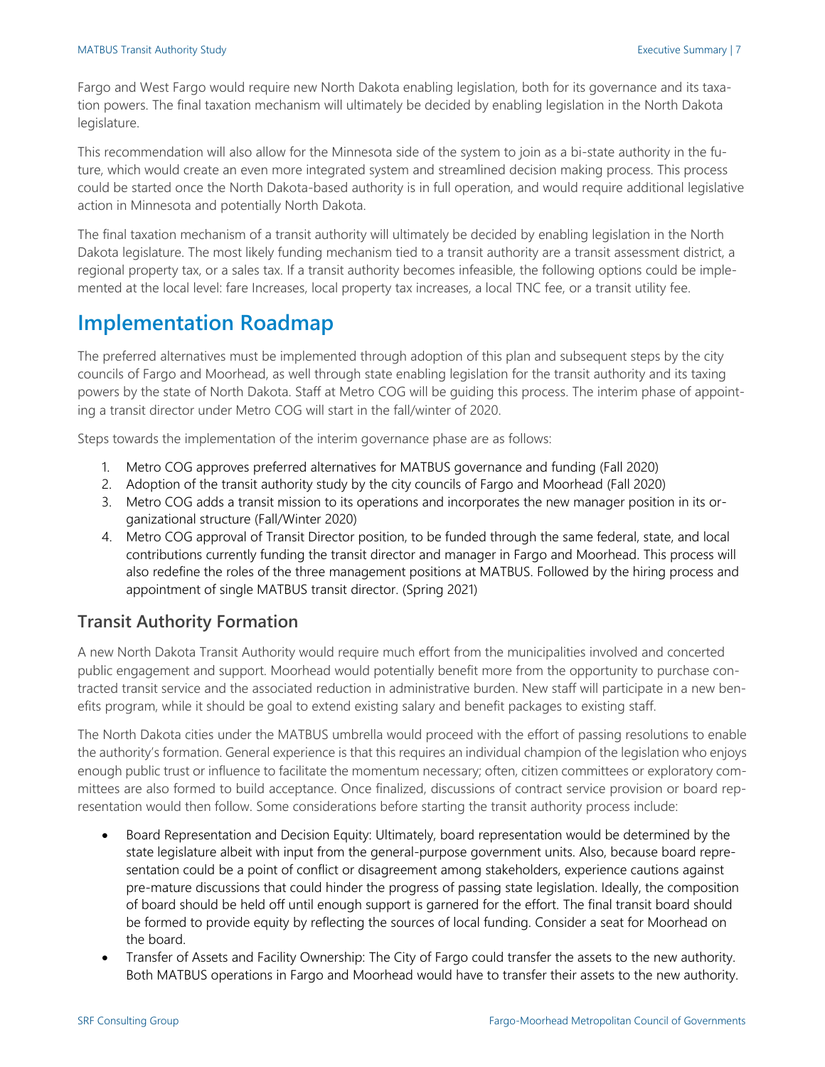Fargo and West Fargo would require new North Dakota enabling legislation, both for its governance and its taxation powers. The final taxation mechanism will ultimately be decided by enabling legislation in the North Dakota legislature.

This recommendation will also allow for the Minnesota side of the system to join as a bi-state authority in the future, which would create an even more integrated system and streamlined decision making process. This process could be started once the North Dakota-based authority is in full operation, and would require additional legislative action in Minnesota and potentially North Dakota.

The final taxation mechanism of a transit authority will ultimately be decided by enabling legislation in the North Dakota legislature. The most likely funding mechanism tied to a transit authority are a transit assessment district, a regional property tax, or a sales tax. If a transit authority becomes infeasible, the following options could be implemented at the local level: fare Increases, local property tax increases, a local TNC fee, or a transit utility fee.

## Implementation Roadmap

The preferred alternatives must be implemented through adoption of this plan and subsequent steps by the city councils of Fargo and Moorhead, as well through state enabling legislation for the transit authority and its taxing powers by the state of North Dakota. Staff at Metro COG will be guiding this process. The interim phase of appointing a transit director under Metro COG will start in the fall/winter of 2020.

Steps towards the implementation of the interim governance phase are as follows:

1. Metro COG approves preferred alternatives for MATBUS governance and funding (Fall 2020)
2. Adoption of the transit authority study by the city councils of Fargo and Moorhead (Fall 2020)
3. Metro COG adds a transit mission to its operations and incorporates the new manager position in its organizational structure (Fall/Winter 2020)
4. Metro COG approval of Transit Director position, to be funded through the same federal, state, and local contributions currently funding the transit director and manager in Fargo and Moorhead. This process will also redefine the roles of the three management positions at MATBUS. Followed by the hiring process and appointment of single MATBUS transit director. (Spring 2021)

### Transit Authority Formation

A new North Dakota Transit Authority would require much effort from the municipalities involved and concerted public engagement and support. Moorhead would potentially benefit more from the opportunity to purchase contracted transit service and the associated reduction in administrative burden. New staff will participate in a new benefits program, while it should be goal to extend existing salary and benefit packages to existing staff.

The North Dakota cities under the MATBUS umbrella would proceed with the effort of passing resolutions to enable the authority's formation. General experience is that this requires an individual champion of the legislation who enjoys enough public trust or influence to facilitate the momentum necessary; often, citizen committees or exploratory committees are also formed to build acceptance. Once finalized, discussions of contract service provision or board representation would then follow. Some considerations before starting the transit authority process include:

- Board Representation and Decision Equity: Ultimately, board representation would be determined by the state legislature albeit with input from the general-purpose government units. Also, because board representation could be a point of conflict or disagreement among stakeholders, experience cautions against pre-mature discussions that could hinder the progress of passing state legislation. Ideally, the composition of board should be held off until enough support is garnered for the effort. The final transit board should be formed to provide equity by reflecting the sources of local funding. Consider a seat for Moorhead on the board.
- Transfer of Assets and Facility Ownership: The City of Fargo could transfer the assets to the new authority. Both MATBUS operations in Fargo and Moorhead would have to transfer their assets to the new authority.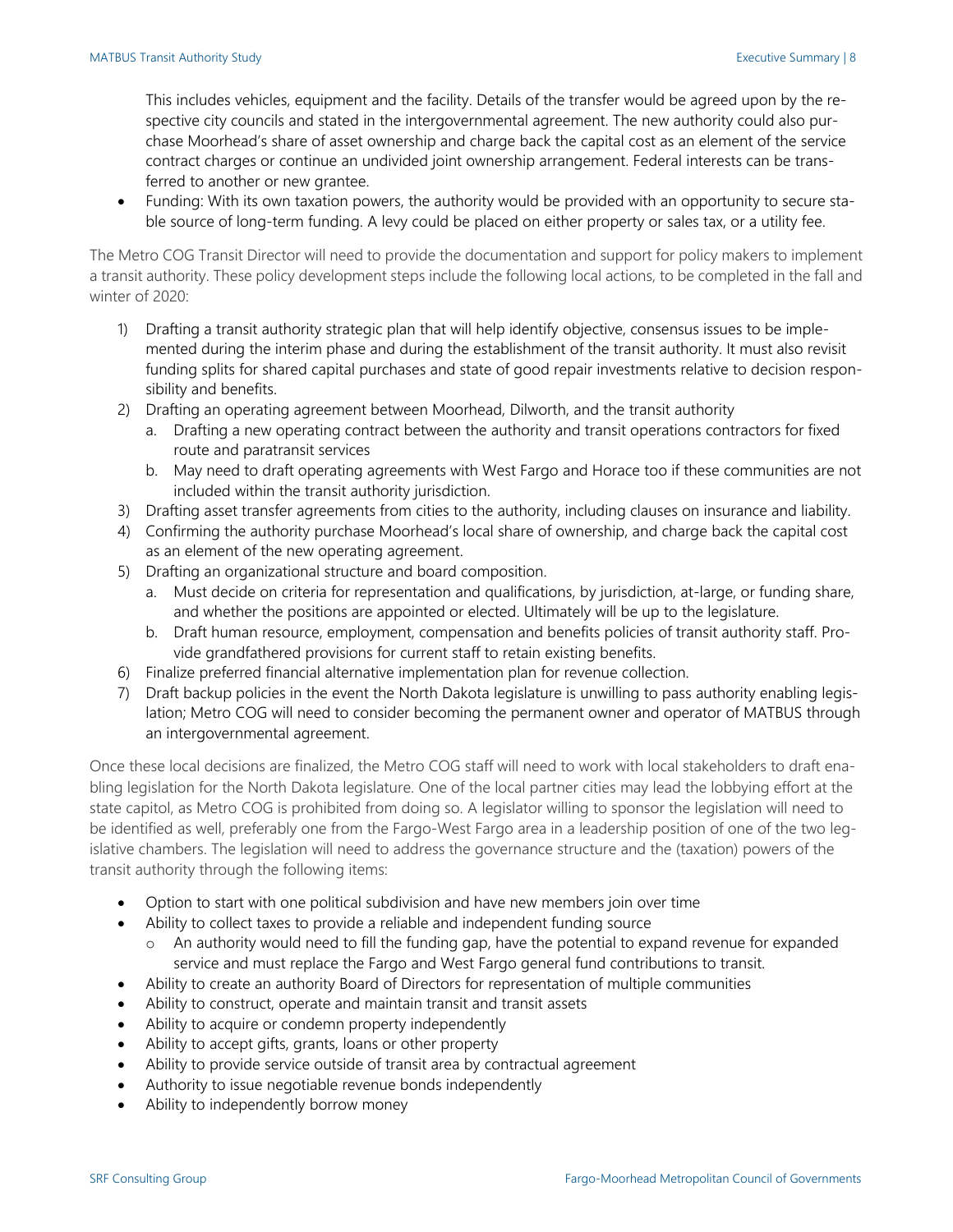This includes vehicles, equipment and the facility. Details of the transfer would be agreed upon by the respective city councils and stated in the intergovernmental agreement. The new authority could also purchase Moorhead's share of asset ownership and charge back the capital cost as an element of the service contract charges or continue an undivided joint ownership arrangement. Federal interests can be transferred to another or new grantee.

- Funding: With its own taxation powers, the authority would be provided with an opportunity to secure stable source of long-term funding. A levy could be placed on either property or sales tax, or a utility fee.

The Metro COG Transit Director will need to provide the documentation and support for policy makers to implement a transit authority. These policy development steps include the following local actions, to be completed in the fall and winter of 2020:

1) Drafting a transit authority strategic plan that will help identify objective, consensus issues to be implemented during the interim phase and during the establishment of the transit authority. It must also revisit funding splits for shared capital purchases and state of good repair investments relative to decision responsibility and benefits.
2) Drafting an operating agreement between Moorhead, Dilworth, and the transit authority
   a. Drafting a new operating contract between the authority and transit operations contractors for fixed route and paratransit services
   b. May need to draft operating agreements with West Fargo and Horace too if these communities are not included within the transit authority jurisdiction.
3) Drafting asset transfer agreements from cities to the authority, including clauses on insurance and liability.
4) Confirming the authority purchase Moorhead's local share of ownership, and charge back the capital cost as an element of the new operating agreement.
5) Drafting an organizational structure and board composition.
   a. Must decide on criteria for representation and qualifications, by jurisdiction, at-large, or funding share, and whether the positions are appointed or elected. Ultimately will be up to the legislature.
   b. Draft human resource, employment, compensation and benefits policies of transit authority staff. Provide grandfathered provisions for current staff to retain existing benefits.
6) Finalize preferred financial alternative implementation plan for revenue collection.
7) Draft backup policies in the event the North Dakota legislature is unwilling to pass authority enabling legislation; Metro COG will need to consider becoming the permanent owner and operator of MATBUS through an intergovernmental agreement.

Once these local decisions are finalized, the Metro COG staff will need to work with local stakeholders to draft enabling legislation for the North Dakota legislature. One of the local partner cities may lead the lobbying effort at the state capitol, as Metro COG is prohibited from doing so. A legislator willing to sponsor the legislation will need to be identified as well, preferably one from the Fargo-West Fargo area in a leadership position of one of the two legislative chambers. The legislation will need to address the governance structure and the (taxation) powers of the transit authority through the following items:

- Option to start with one political subdivision and have new members join over time
- Ability to collect taxes to provide a reliable and independent funding source
  - An authority would need to fill the funding gap, have the potential to expand revenue for expanded service and must replace the Fargo and West Fargo general fund contributions to transit.
- Ability to create an authority Board of Directors for representation of multiple communities
- Ability to construct, operate and maintain transit and transit assets
- Ability to acquire or condemn property independently
- Ability to accept gifts, grants, loans or other property
- Ability to provide service outside of transit area by contractual agreement
- Authority to issue negotiable revenue bonds independently
- Ability to independently borrow money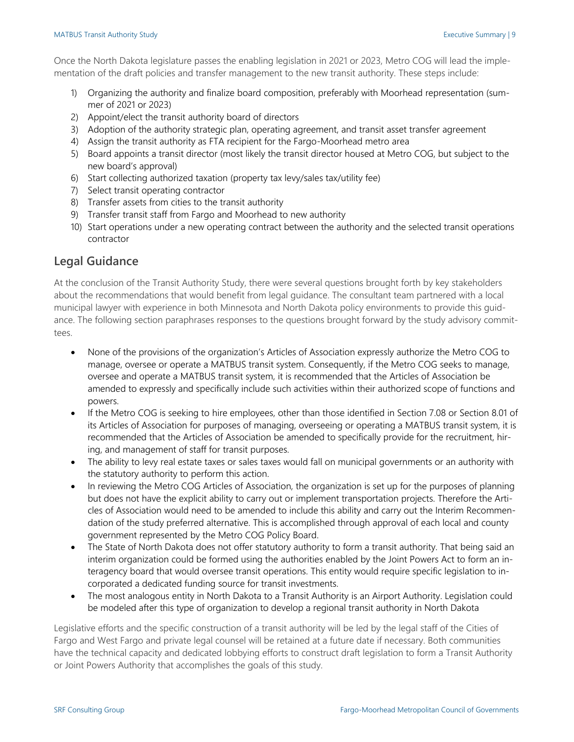Once the North Dakota legislature passes the enabling legislation in 2021 or 2023, Metro COG will lead the implementation of the draft policies and transfer management to the new transit authority. These steps include:

1) Organizing the authority and finalize board composition, preferably with Moorhead representation (summer of 2021 or 2023)
2) Appoint/elect the transit authority board of directors
3) Adoption of the authority strategic plan, operating agreement, and transit asset transfer agreement
4) Assign the transit authority as FTA recipient for the Fargo-Moorhead metro area
5) Board appoints a transit director (most likely the transit director housed at Metro COG, but subject to the new board's approval)
6) Start collecting authorized taxation (property tax levy/sales tax/utility fee)
7) Select transit operating contractor
8) Transfer assets from cities to the transit authority
9) Transfer transit staff from Fargo and Moorhead to new authority
10) Start operations under a new operating contract between the authority and the selected transit operations contractor

## Legal Guidance

At the conclusion of the Transit Authority Study, there were several questions brought forth by key stakeholders about the recommendations that would benefit from legal guidance. The consultant team partnered with a local municipal lawyer with experience in both Minnesota and North Dakota policy environments to provide this guidance. The following section paraphrases responses to the questions brought forward by the study advisory committees.

- None of the provisions of the organization's Articles of Association expressly authorize the Metro COG to manage, oversee or operate a MATBUS transit system. Consequently, if the Metro COG seeks to manage, oversee and operate a MATBUS transit system, it is recommended that the Articles of Association be amended to expressly and specifically include such activities within their authorized scope of functions and powers.
- If the Metro COG is seeking to hire employees, other than those identified in Section 7.08 or Section 8.01 of its Articles of Association for purposes of managing, overseeing or operating a MATBUS transit system, it is recommended that the Articles of Association be amended to specifically provide for the recruitment, hiring, and management of staff for transit purposes.
- The ability to levy real estate taxes or sales taxes would fall on municipal governments or an authority with the statutory authority to perform this action.
- In reviewing the Metro COG Articles of Association, the organization is set up for the purposes of planning but does not have the explicit ability to carry out or implement transportation projects. Therefore the Articles of Association would need to be amended to include this ability and carry out the Interim Recommendation of the study preferred alternative. This is accomplished through approval of each local and county government represented by the Metro COG Policy Board.
- The State of North Dakota does not offer statutory authority to form a transit authority. That being said an interim organization could be formed using the authorities enabled by the Joint Powers Act to form an interagency board that would oversee transit operations. This entity would require specific legislation to incorporated a dedicated funding source for transit investments.
- The most analogous entity in North Dakota to a Transit Authority is an Airport Authority. Legislation could be modeled after this type of organization to develop a regional transit authority in North Dakota

Legislative efforts and the specific construction of a transit authority will be led by the legal staff of the Cities of Fargo and West Fargo and private legal counsel will be retained at a future date if necessary. Both communities have the technical capacity and dedicated lobbying efforts to construct draft legislation to form a Transit Authority or Joint Powers Authority that accomplishes the goals of this study.